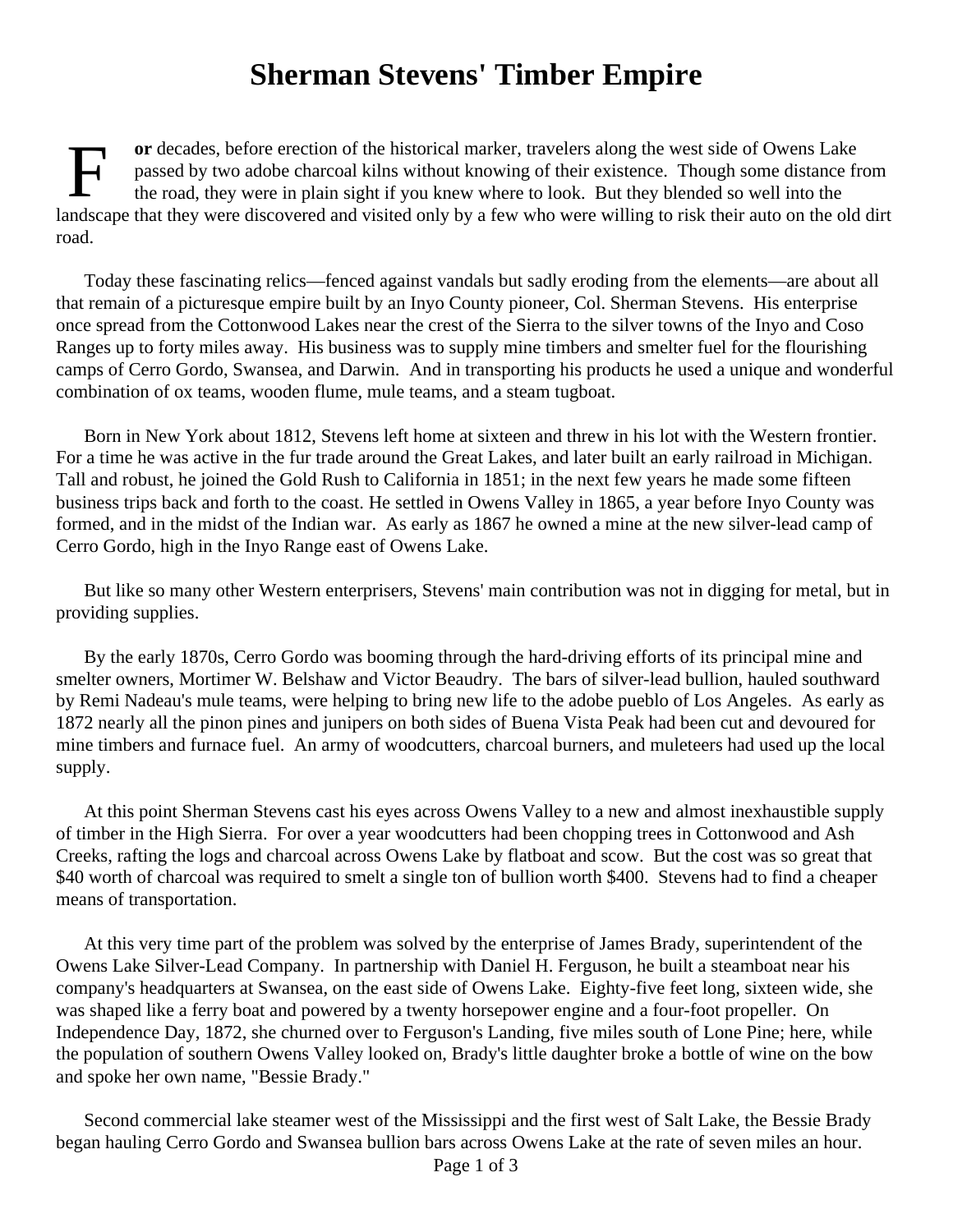# Sherman Stevens' Timber Empire

**For** decades, before erection of the historical marker, travelers along the west side of Owens Lake passed by two adobe charcoal kilns without knowing of their existence. Though some distance from the road, they were in plain sight if you knew where to look. But they blended so well into the landscape that they were discovered and visited only by a few who were willing to risk their auto on the old dirt road.

Today these fascinating relics—fenced against vandals but sadly eroding from the elements—are about all that remain of a picturesque empire built by an Inyo County pioneer, Col. Sherman Stevens. His enterprise once spread from the Cottonwood Lakes near the crest of the Sierra to the silver towns of the Inyo and Coso Ranges up to forty miles away. His business was to supply mine timbers and smelter fuel for the flourishing camps of Cerro Gordo, Swansea, and Darwin. And in transporting his products he used a unique and wonderful combination of ox teams, wooden flume, mule teams, and a steam tugboat.

Born in New York about 1812, Stevens left home at sixteen and threw in his lot with the Western frontier. For a time he was active in the fur trade around the Great Lakes, and later built an early railroad in Michigan. Tall and robust, he joined the Gold Rush to California in 1851; in the next few years he made some fifteen business trips back and forth to the coast. He settled in Owens Valley in 1865, a year before Inyo County was formed, and in the midst of the Indian war. As early as 1867 he owned a mine at the new silver-lead camp of Cerro Gordo, high in the Inyo Range east of Owens Lake.

But like so many other Western enterprisers, Stevens' main contribution was not in digging for metal, but in providing supplies.

By the early 1870s, Cerro Gordo was booming through the hard-driving efforts of its principal mine and smelter owners, Mortimer W. Belshaw and Victor Beaudry. The bars of silver-lead bullion, hauled southward by Remi Nadeau's mule teams, were helping to bring new life to the adobe pueblo of Los Angeles. As early as 1872 nearly all the pinon pines and junipers on both sides of Buena Vista Peak had been cut and devoured for mine timbers and furnace fuel. An army of woodcutters, charcoal burners, and muleteers had used up the local supply.

At this point Sherman Stevens cast his eyes across Owens Valley to a new and almost inexhaustible supply of timber in the High Sierra. For over a year woodcutters had been chopping trees in Cottonwood and Ash Creeks, rafting the logs and charcoal across Owens Lake by flatboat and scow. But the cost was so great that $40 worth of charcoal was required to smelt a single ton of bullion worth $400. Stevens had to find a cheaper means of transportation.

At this very time part of the problem was solved by the enterprise of James Brady, superintendent of the Owens Lake Silver-Lead Company. In partnership with Daniel H. Ferguson, he built a steamboat near his company's headquarters at Swansea, on the east side of Owens Lake. Eighty-five feet long, sixteen wide, she was shaped like a ferry boat and powered by a twenty horsepower engine and a four-foot propeller. On Independence Day, 1872, she churned over to Ferguson's Landing, five miles south of Lone Pine; here, while the population of southern Owens Valley looked on, Brady's little daughter broke a bottle of wine on the bow and spoke her own name, "Bessie Brady."

Second commercial lake steamer west of the Mississippi and the first west of Salt Lake, the Bessie Brady began hauling Cerro Gordo and Swansea bullion bars across Owens Lake at the rate of seven miles an hour.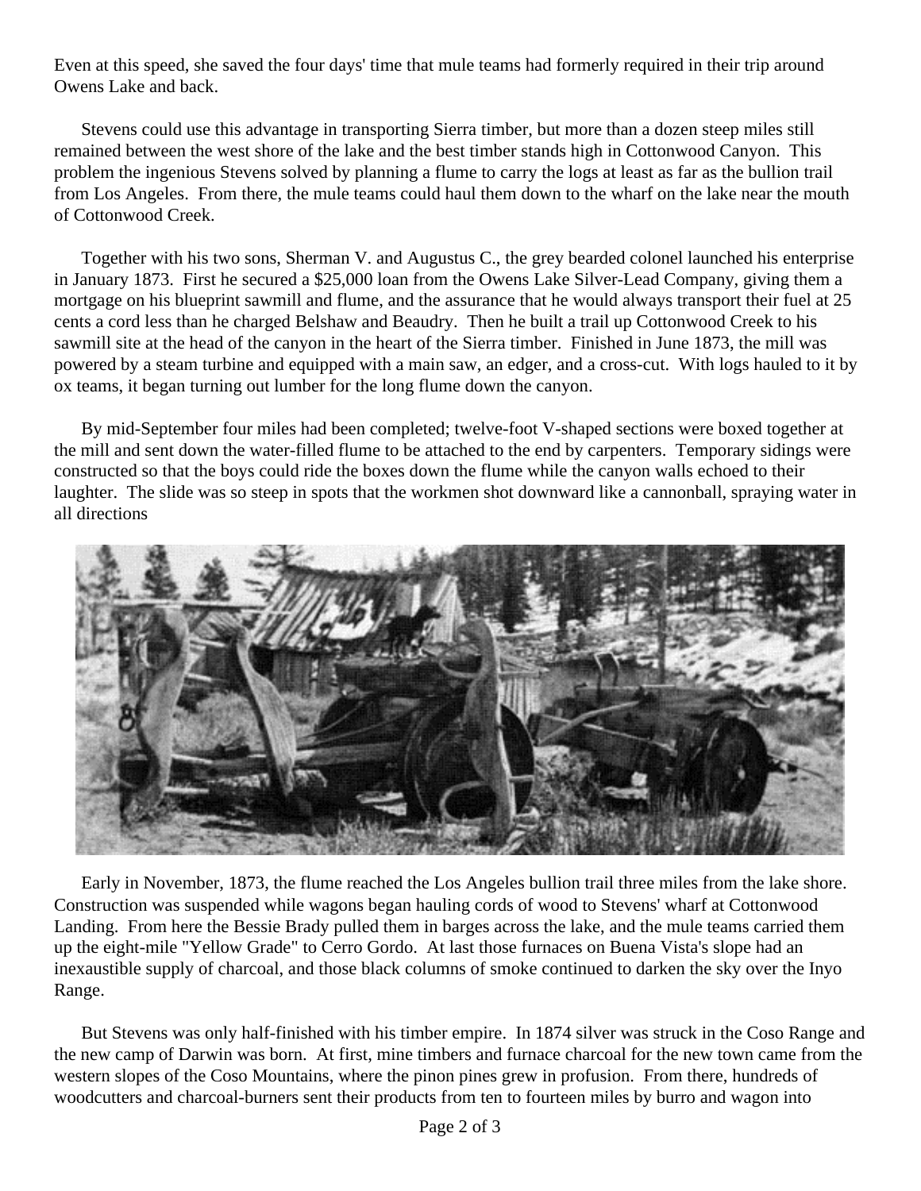Even at this speed, she saved the four days' time that mule teams had formerly required in their trip around Owens Lake and back.

Stevens could use this advantage in transporting Sierra timber, but more than a dozen steep miles still remained between the west shore of the lake and the best timber stands high in Cottonwood Canyon. This problem the ingenious Stevens solved by planning a flume to carry the logs at least as far as the bullion trail from Los Angeles. From there, the mule teams could haul them down to the wharf on the lake near the mouth of Cottonwood Creek.

Together with his two sons, Sherman V. and Augustus C., the grey bearded colonel launched his enterprise in January 1873. First he secured a $25,000 loan from the Owens Lake Silver-Lead Company, giving them a mortgage on his blueprint sawmill and flume, and the assurance that he would always transport their fuel at 25 cents a cord less than he charged Belshaw and Beaudry. Then he built a trail up Cottonwood Creek to his sawmill site at the head of the canyon in the heart of the Sierra timber. Finished in June 1873, the mill was powered by a steam turbine and equipped with a main saw, an edger, and a cross-cut. With logs hauled to it by ox teams, it began turning out lumber for the long flume down the canyon.

By mid-September four miles had been completed; twelve-foot V-shaped sections were boxed together at the mill and sent down the water-filled flume to be attached to the end by carpenters. Temporary sidings were constructed so that the boys could ride the boxes down the flume while the canyon walls echoed to their laughter. The slide was so steep in spots that the workmen shot downward like a cannonball, spraying water in all directions

Early in November, 1873, the flume reached the Los Angeles bullion trail three miles from the lake shore. Construction was suspended while wagons began hauling cords of wood to Stevens' wharf at Cottonwood Landing. From here the Bessie Brady pulled them in barges across the lake, and the mule teams carried them up the eight-mile "Yellow Grade" to Cerro Gordo. At last those furnaces on Buena Vista's slope had an inexaustible supply of charcoal, and those black columns of smoke continued to darken the sky over the Inyo Range.

But Stevens was only half-finished with his timber empire. In 1874 silver was struck in the Coso Range and the new camp of Darwin was born. At first, mine timbers and furnace charcoal for the new town came from the western slopes of the Coso Mountains, where the pinon pines grew in profusion. From there, hundreds of woodcutters and charcoal-burners sent their products from ten to fourteen miles by burro and wagon into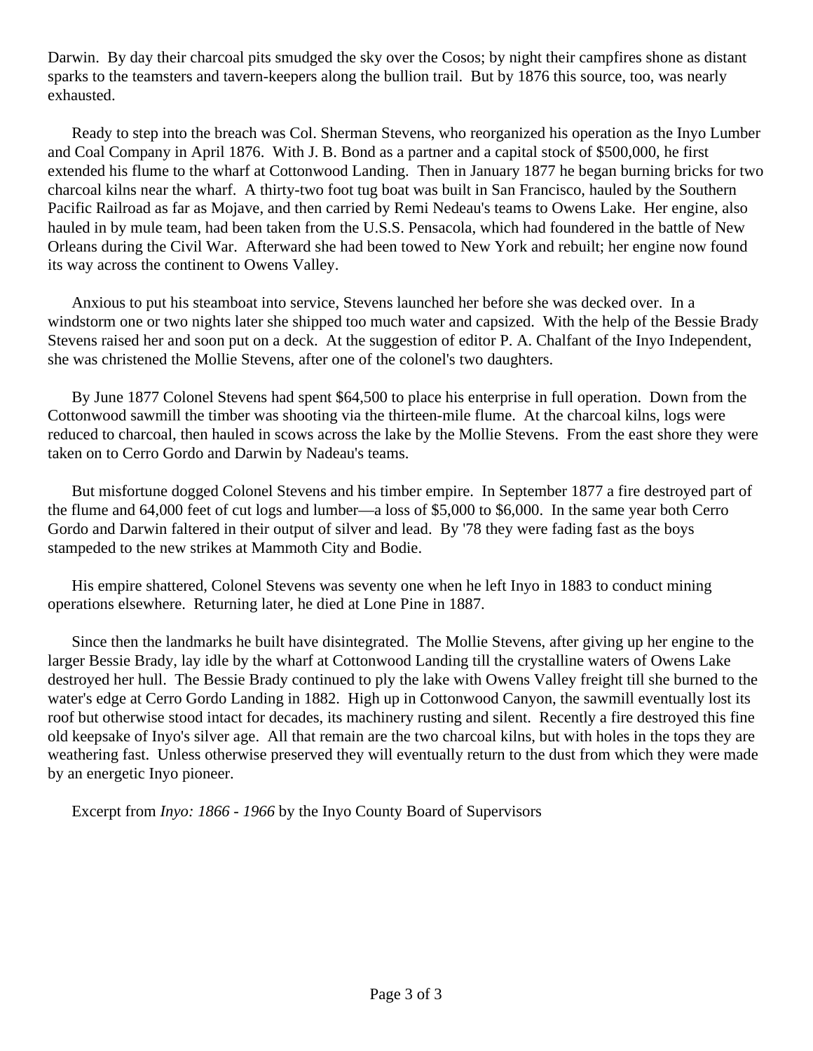Darwin. By day their charcoal pits smudged the sky over the Cosos; by night their campfires shone as distant sparks to the teamsters and tavern-keepers along the bullion trail. But by 1876 this source, too, was nearly exhausted.

Ready to step into the breach was Col. Sherman Stevens, who reorganized his operation as the Inyo Lumber and Coal Company in April 1876. With J. B. Bond as a partner and a capital stock of $500,000, he first extended his flume to the wharf at Cottonwood Landing. Then in January 1877 he began burning bricks for two charcoal kilns near the wharf. A thirty-two foot tug boat was built in San Francisco, hauled by the Southern Pacific Railroad as far as Mojave, and then carried by Remi Nedeau's teams to Owens Lake. Her engine, also hauled in by mule team, had been taken from the U.S.S. Pensacola, which had foundered in the battle of New Orleans during the Civil War. Afterward she had been towed to New York and rebuilt; her engine now found its way across the continent to Owens Valley.

Anxious to put his steamboat into service, Stevens launched her before she was decked over. In a windstorm one or two nights later she shipped too much water and capsized. With the help of the Bessie Brady Stevens raised her and soon put on a deck. At the suggestion of editor P. A. Chalfant of the Inyo Independent, she was christened the Mollie Stevens, after one of the colonel's two daughters.

By June 1877 Colonel Stevens had spent $64,500 to place his enterprise in full operation. Down from the Cottonwood sawmill the timber was shooting via the thirteen-mile flume. At the charcoal kilns, logs were reduced to charcoal, then hauled in scows across the lake by the Mollie Stevens. From the east shore they were taken on to Cerro Gordo and Darwin by Nadeau's teams.

But misfortune dogged Colonel Stevens and his timber empire. In September 1877 a fire destroyed part of the flume and 64,000 feet of cut logs and lumber—a loss of $5,000 to $6,000. In the same year both Cerro Gordo and Darwin faltered in their output of silver and lead. By '78 they were fading fast as the boys stampeded to the new strikes at Mammoth City and Bodie.

His empire shattered, Colonel Stevens was seventy one when he left Inyo in 1883 to conduct mining operations elsewhere. Returning later, he died at Lone Pine in 1887.

Since then the landmarks he built have disintegrated. The Mollie Stevens, after giving up her engine to the larger Bessie Brady, lay idle by the wharf at Cottonwood Landing till the crystalline waters of Owens Lake destroyed her hull. The Bessie Brady continued to ply the lake with Owens Valley freight till she burned to the water's edge at Cerro Gordo Landing in 1882. High up in Cottonwood Canyon, the sawmill eventually lost its roof but otherwise stood intact for decades, its machinery rusting and silent. Recently a fire destroyed this fine old keepsake of Inyo's silver age. All that remain are the two charcoal kilns, but with holes in the tops they are weathering fast. Unless otherwise preserved they will eventually return to the dust from which they were made by an energetic Inyo pioneer.

Excerpt from *Inyo: 1866 - 1966* by the Inyo County Board of Supervisors